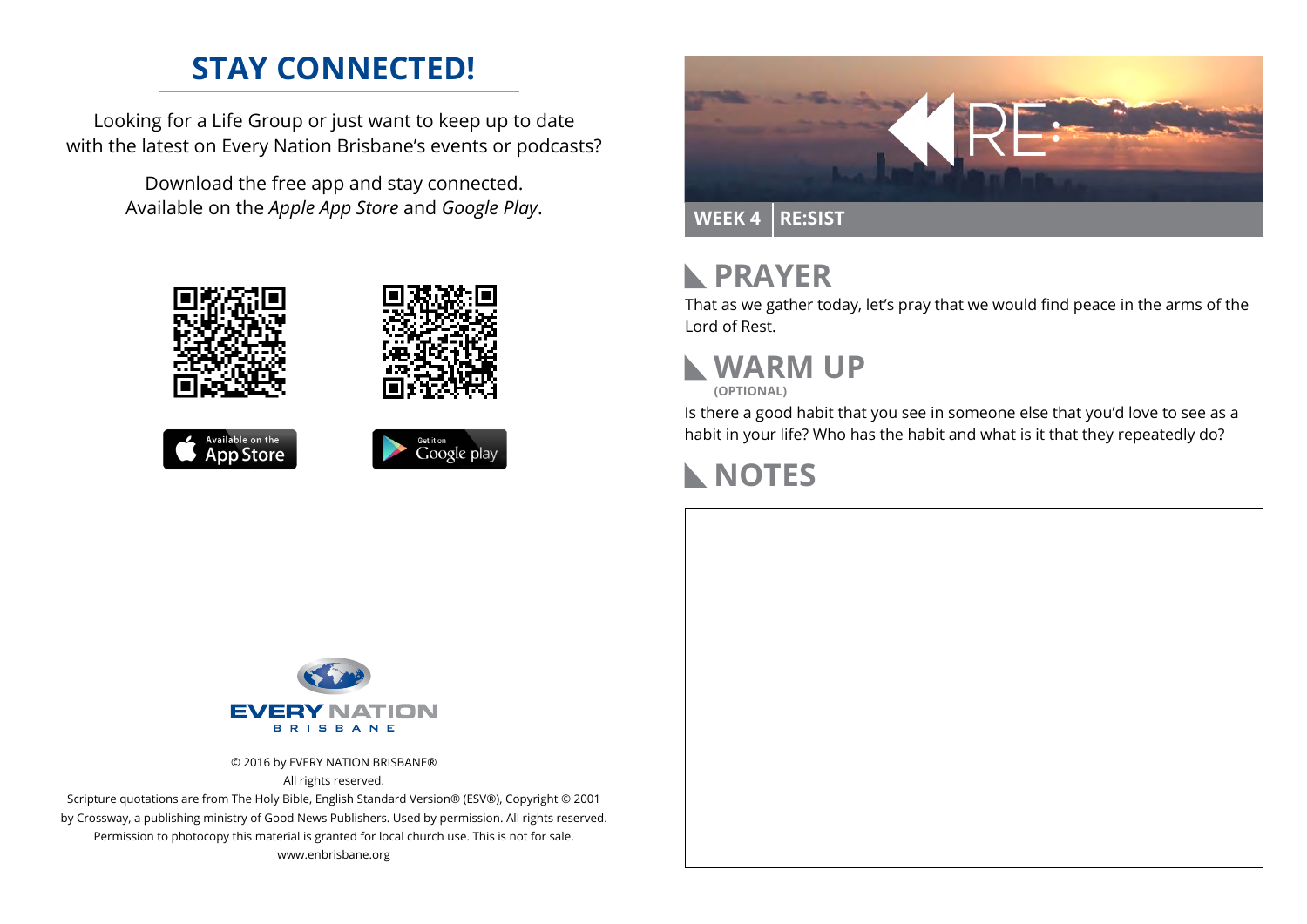## STAY CONNECTED!

Looking for a Life Group or just want to keep up to date with the latest on Every Nation Brisbane's events or podcasts?

Download the free app and stay connected.
Available on the *Apple App Store* and *Google Play*.

Available on the App Store

Get it on Google play

EVERY NATION
BRISBANE

© 2016 by EVERY NATION BRISBANE®
All rights reserved.
Scripture quotations are from The Holy Bible, English Standard Version® (ESV®), Copyright © 2001 by Crossway, a publishing ministry of Good News Publishers. Used by permission. All rights reserved.
Permission to photocopy this material is granted for local church use. This is not for sale.
www.enbrisbane.org

RE:

**WEEK 4** | **RE:SIST**

## PRAYER

That as we gather today, let's pray that we would find peace in the arms of the Lord of Rest.

## WARM UP

**(OPTIONAL)**

Is there a good habit that you see in someone else that you'd love to see as a habit in your life? Who has the habit and what is it that they repeatedly do?

## NOTES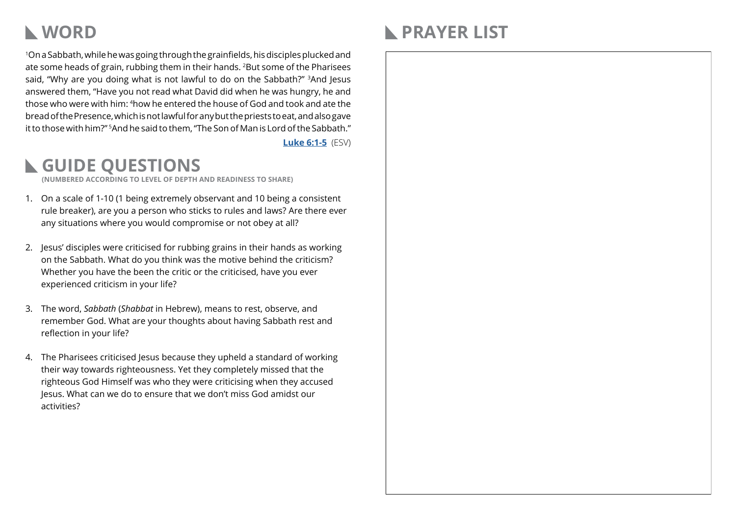## WORD

[1]On a Sabbath, while he was going through the grainfields, his disciples plucked and ate some heads of grain, rubbing them in their hands. [2]But some of the Pharisees said, "Why are you doing what is not lawful to do on the Sabbath?" [3]And Jesus answered them, "Have you not read what David did when he was hungry, he and those who were with him: [4]how he entered the house of God and took and ate the bread of the Presence, which is not lawful for any but the priests to eat, and also gave it to those with him?" [5]And he said to them, "The Son of Man is Lord of the Sabbath."

**Luke 6:1-5** (ESV)

## GUIDE QUESTIONS

**(NUMBERED ACCORDING TO LEVEL OF DEPTH AND READINESS TO SHARE)**

1. On a scale of 1-10 (1 being extremely observant and 10 being a consistent rule breaker), are you a person who sticks to rules and laws? Are there ever any situations where you would compromise or not obey at all?

2. Jesus' disciples were criticised for rubbing grains in their hands as working on the Sabbath. What do you think was the motive behind the criticism? Whether you have the been the critic or the criticised, have you ever experienced criticism in your life?

3. The word, *Sabbath* (*Shabbat* in Hebrew), means to rest, observe, and remember God. What are your thoughts about having Sabbath rest and reflection in your life?

4. The Pharisees criticised Jesus because they upheld a standard of working their way towards righteousness. Yet they completely missed that the righteous God Himself was who they were criticising when they accused Jesus. What can we do to ensure that we don't miss God amidst our activities?

## PRAYER LIST